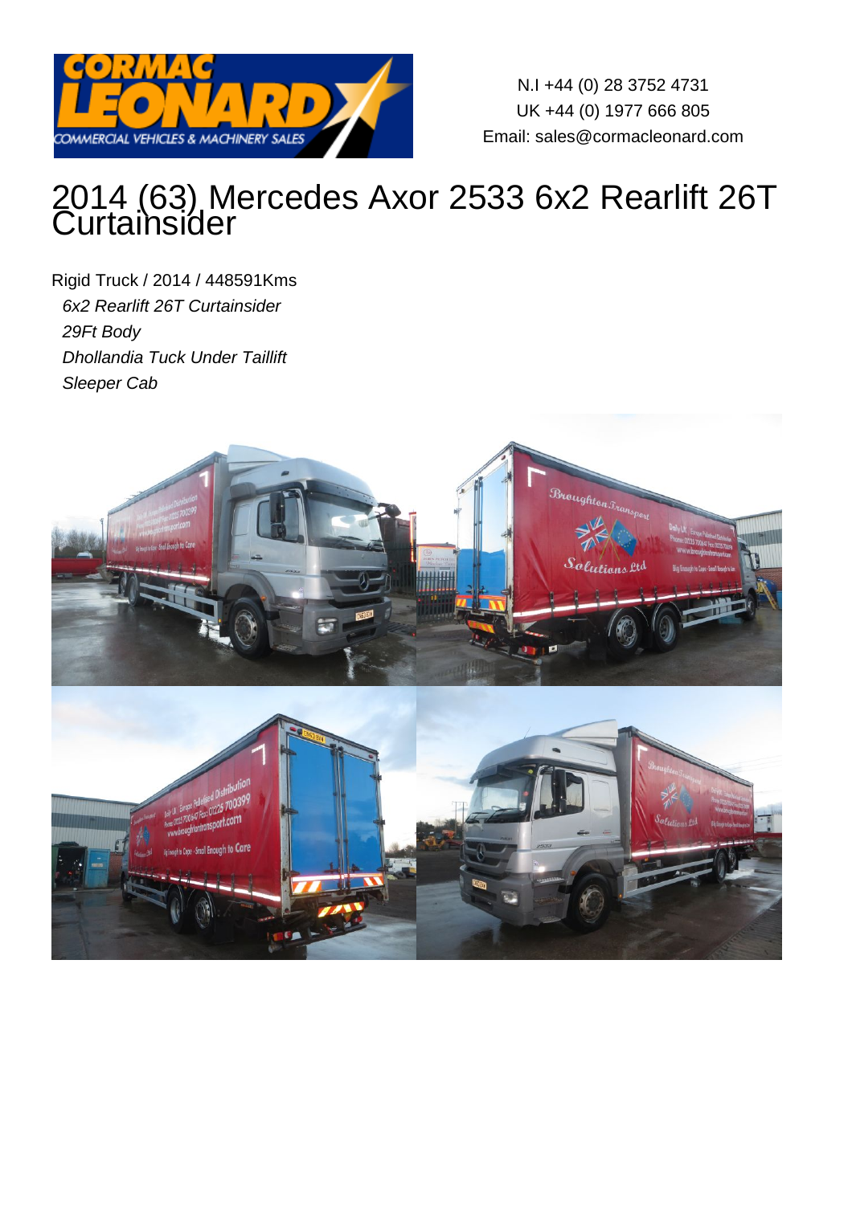N.I +44 (0) 28 3752 4731
UK +44 (0) 1977 666 805
Email: sales@cormacleonard.com

# 2014 (63) Mercedes Axor 2533 6x2 Rearlift 26T Curtainsider

Rigid Truck / 2014 / 448591Kms

*6x2 Rearlift 26T Curtainsider*
*29Ft Body*
*Dhollandia Tuck Under Taillift*
*Sleeper Cab*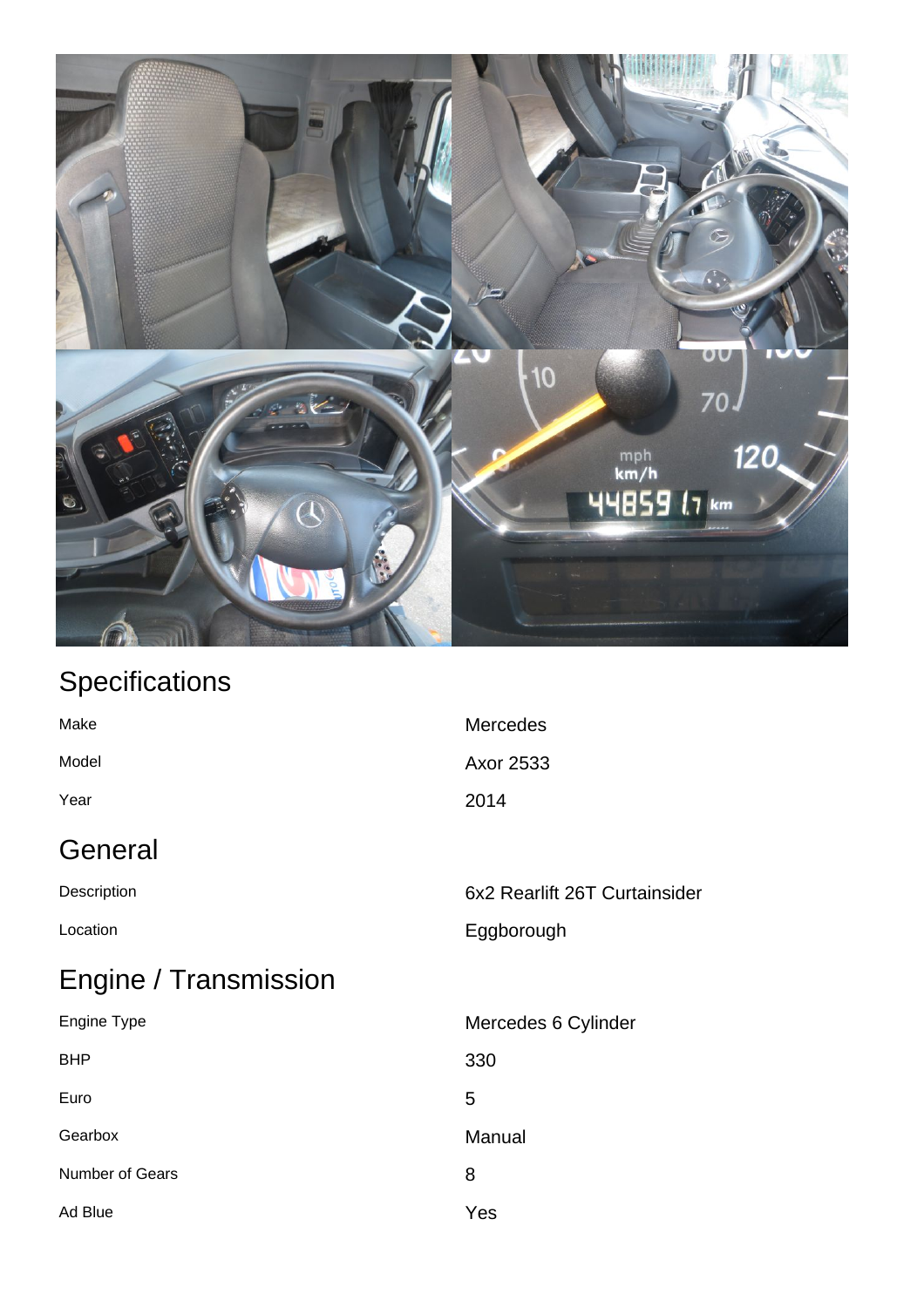## Specifications

| | |
|---|---|
| Make | Mercedes |
| Model | Axor 2533 |
| Year | 2014 |

## General

| | |
|---|---|
| Description | 6x2 Rearlift 26T Curtainsider |
| Location | Eggborough |

## Engine / Transmission

| | |
|---|---|
| Engine Type | Mercedes 6 Cylinder |
| BHP | 330 |
| Euro | 5 |
| Gearbox | Manual |
| Number of Gears | 8 |
| Ad Blue | Yes |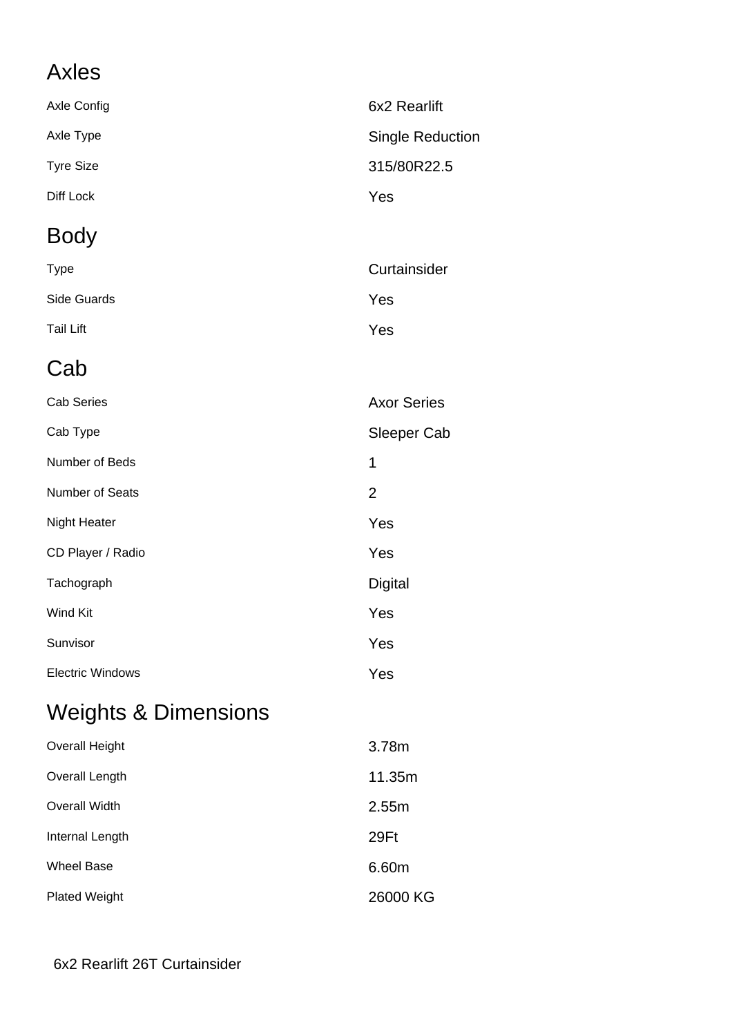## Axles

| | |
|---|---|
| Axle Config | 6x2 Rearlift |
| Axle Type | Single Reduction |
| Tyre Size | 315/80R22.5 |
| Diff Lock | Yes |

## Body

| | |
|---|---|
| Type | Curtainsider |
| Side Guards | Yes |
| Tail Lift | Yes |

## Cab

| | |
|---|---|
| Cab Series | Axor Series |
| Cab Type | Sleeper Cab |
| Number of Beds | 1 |
| Number of Seats | 2 |
| Night Heater | Yes |
| CD Player / Radio | Yes |
| Tachograph | Digital |
| Wind Kit | Yes |
| Sunvisor | Yes |
| Electric Windows | Yes |

## Weights & Dimensions

| | |
|---|---|
| Overall Height | 3.78m |
| Overall Length | 11.35m |
| Overall Width | 2.55m |
| Internal Length | 29Ft |
| Wheel Base | 6.60m |
| Plated Weight | 26000 KG |

6x2 Rearlift 26T Curtainsider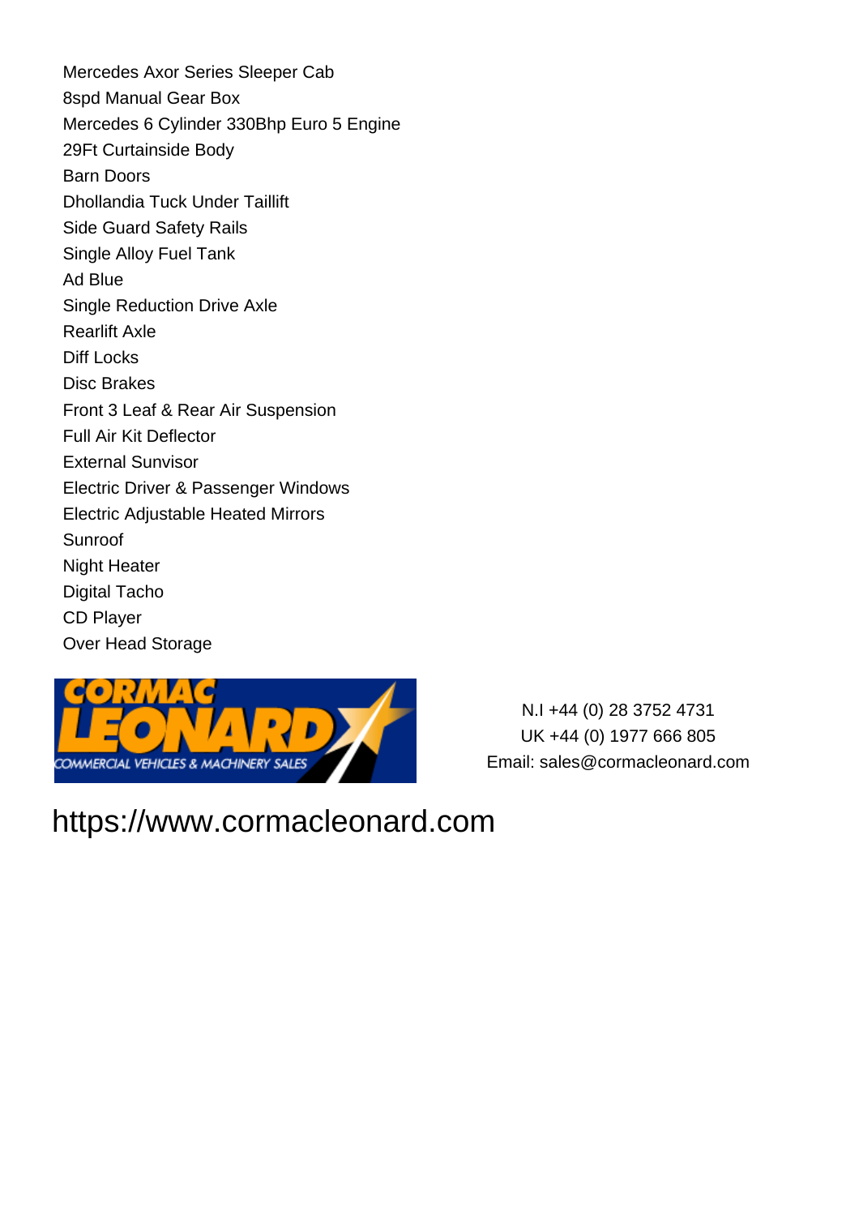Mercedes Axor Series Sleeper Cab
8spd Manual Gear Box
Mercedes 6 Cylinder 330Bhp Euro 5 Engine
29Ft Curtainside Body
Barn Doors
Dhollandia Tuck Under Taillift
Side Guard Safety Rails
Single Alloy Fuel Tank
Ad Blue
Single Reduction Drive Axle
Rearlift Axle
Diff Locks
Disc Brakes
Front 3 Leaf & Rear Air Suspension
Full Air Kit Deflector
External Sunvisor
Electric Driver & Passenger Windows
Electric Adjustable Heated Mirrors
Sunroof
Night Heater
Digital Tacho
CD Player
Over Head Storage

CORMAC LEONARD
COMMERCIAL VEHICLES & MACHINERY SALES

N.I +44 (0) 28 3752 4731
UK +44 (0) 1977 666 805
Email: sales@cormacleonard.com

https://www.cormacleonard.com